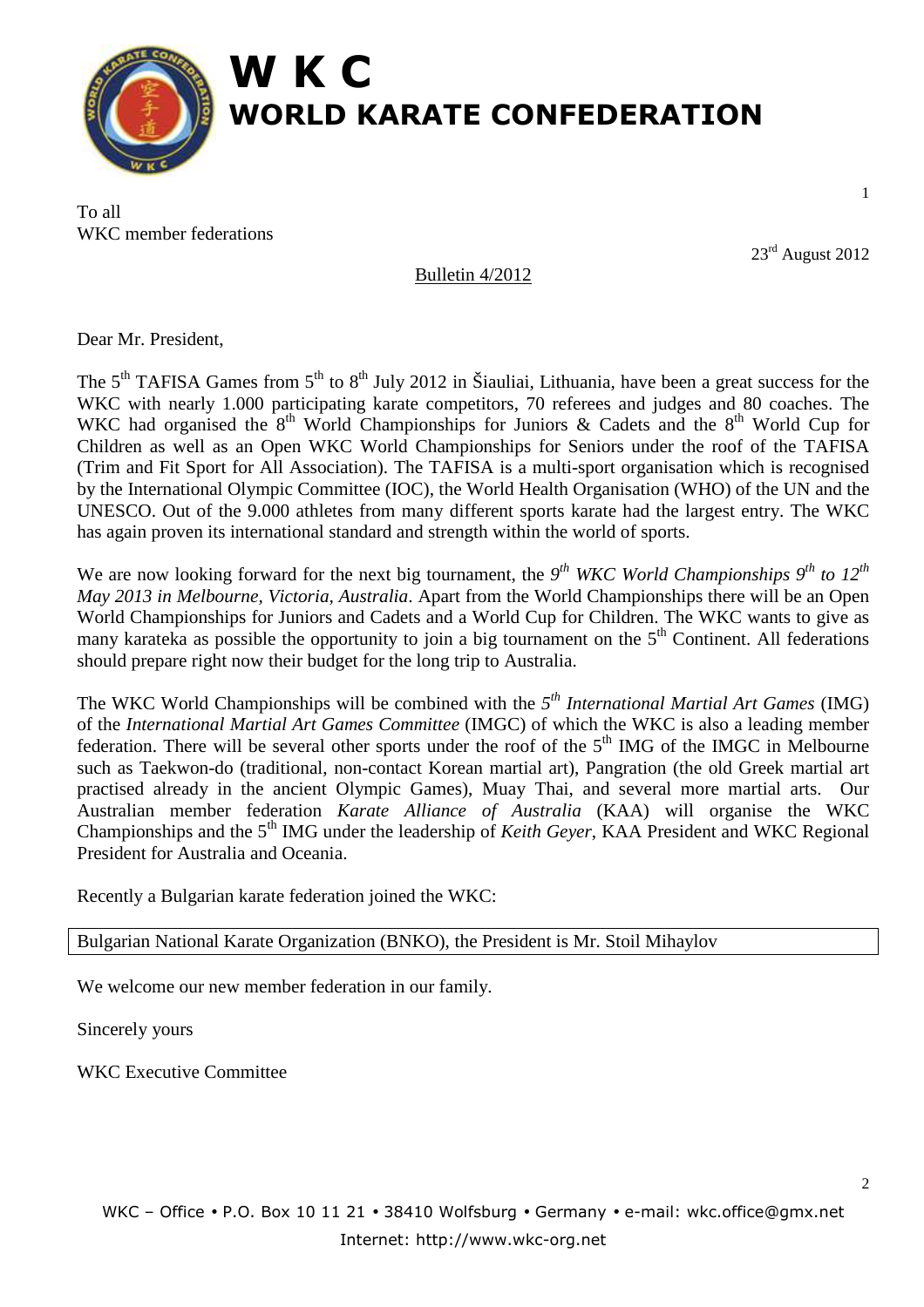# W K C

# WORLD KARATE CONFEDERATION

To all
WKC member federations

23rd August 2012

Bulletin 4/2012

Dear Mr. President,

The 5th TAFISA Games from 5th to 8th July 2012 in Šiauliai, Lithuania, have been a great success for the WKC with nearly 1.000 participating karate competitors, 70 referees and judges and 80 coaches. The WKC had organised the 8th World Championships for Juniors & Cadets and the 8th World Cup for Children as well as an Open WKC World Championships for Seniors under the roof of the TAFISA (Trim and Fit Sport for All Association). The TAFISA is a multi-sport organisation which is recognised by the International Olympic Committee (IOC), the World Health Organisation (WHO) of the UN and the UNESCO. Out of the 9.000 athletes from many different sports karate had the largest entry. The WKC has again proven its international standard and strength within the world of sports.

We are now looking forward for the next big tournament, the *9th WKC World Championships 9th to 12th May 2013 in Melbourne, Victoria, Australia*. Apart from the World Championships there will be an Open World Championships for Juniors and Cadets and a World Cup for Children. The WKC wants to give as many karateka as possible the opportunity to join a big tournament on the 5th Continent. All federations should prepare right now their budget for the long trip to Australia.

The WKC World Championships will be combined with the *5th International Martial Art Games* (IMG) of the *International Martial Art Games Committee* (IMGC) of which the WKC is also a leading member federation. There will be several other sports under the roof of the 5th IMG of the IMGC in Melbourne such as Taekwon-do (traditional, non-contact Korean martial art), Pangration (the old Greek martial art practised already in the ancient Olympic Games), Muay Thai, and several more martial arts. Our Australian member federation *Karate Alliance of Australia* (KAA) will organise the WKC Championships and the 5th IMG under the leadership of *Keith Geyer*, KAA President and WKC Regional President for Australia and Oceania.

Recently a Bulgarian karate federation joined the WKC:

| Bulgarian National Karate Organization (BNKO), the President is Mr. Stoil Mihaylov |
|---|

We welcome our new member federation in our family.

Sincerely yours

WKC Executive Committee

WKC – Office • P.O. Box 10 11 21 • 38410 Wolfsburg • Germany • e-mail: wkc.office@gmx.net
Internet: http://www.wkc-org.net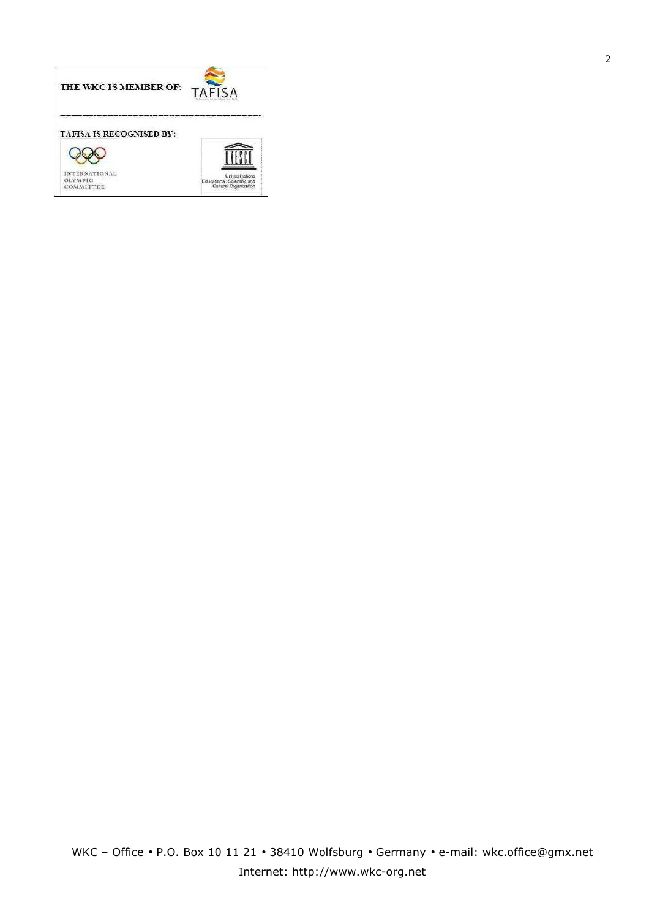THE WKC IS MEMBER OF: TAFISA

---

TAFISA IS RECOGNISED BY:

INTERNATIONAL OLYMPIC COMMITTEE

UNESCO
United Nations Educational, Scientific and Cultural Organization

WKC – Office • P.O. Box 10 11 21 • 38410 Wolfsburg • Germany • e-mail: wkc.office@gmx.net
Internet: http://www.wkc-org.net